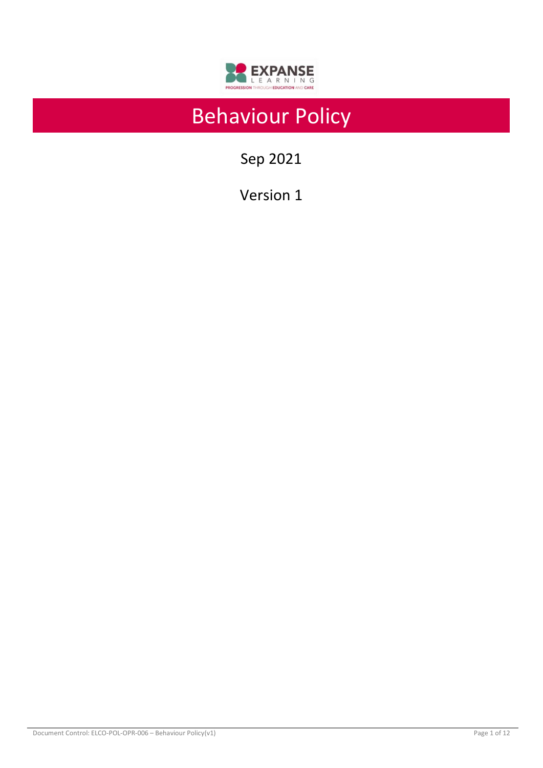EXPANSE LEARNING

PROGRESSION THROUGH EDUCATION AND CARE

# Behaviour Policy

Sep 2021

Version 1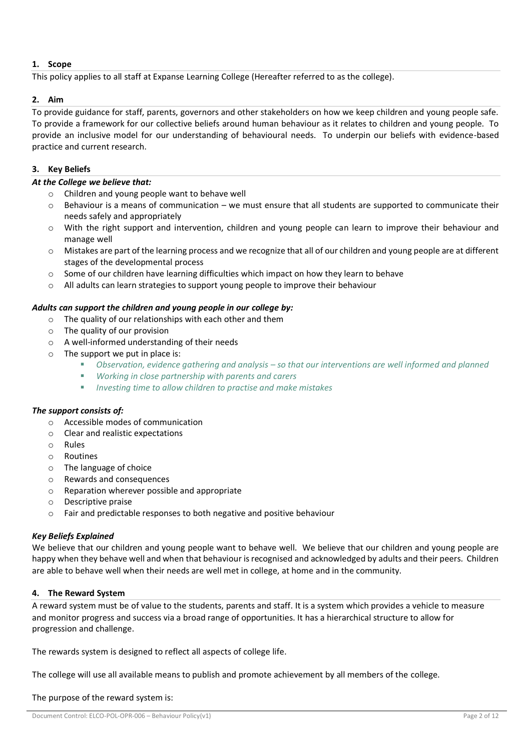## 1. Scope

This policy applies to all staff at Expanse Learning College (Hereafter referred to as the college).

## 2. Aim

To provide guidance for staff, parents, governors and other stakeholders on how we keep children and young people safe. To provide a framework for our collective beliefs around human behaviour as it relates to children and young people. To provide an inclusive model for our understanding of behavioural needs. To underpin our beliefs with evidence-based practice and current research.

## 3. Key Beliefs

***At the College we believe that:***

- Children and young people want to behave well
- Behaviour is a means of communication – we must ensure that all students are supported to communicate their needs safely and appropriately
- With the right support and intervention, children and young people can learn to improve their behaviour and manage well
- Mistakes are part of the learning process and we recognize that all of our children and young people are at different stages of the developmental process
- Some of our children have learning difficulties which impact on how they learn to behave
- All adults can learn strategies to support young people to improve their behaviour

***Adults can support the children and young people in our college by:***

- The quality of our relationships with each other and them
- The quality of our provision
- A well-informed understanding of their needs
- The support we put in place is:
  - *Observation, evidence gathering and analysis – so that our interventions are well informed and planned*
  - *Working in close partnership with parents and carers*
  - *Investing time to allow children to practise and make mistakes*

***The support consists of:***

- Accessible modes of communication
- Clear and realistic expectations
- Rules
- Routines
- The language of choice
- Rewards and consequences
- Reparation wherever possible and appropriate
- Descriptive praise
- Fair and predictable responses to both negative and positive behaviour

***Key Beliefs Explained***

We believe that our children and young people want to behave well. We believe that our children and young people are happy when they behave well and when that behaviour is recognised and acknowledged by adults and their peers. Children are able to behave well when their needs are well met in college, at home and in the community.

## 4. The Reward System

A reward system must be of value to the students, parents and staff. It is a system which provides a vehicle to measure and monitor progress and success via a broad range of opportunities. It has a hierarchical structure to allow for progression and challenge.

The rewards system is designed to reflect all aspects of college life.

The college will use all available means to publish and promote achievement by all members of the college.

The purpose of the reward system is: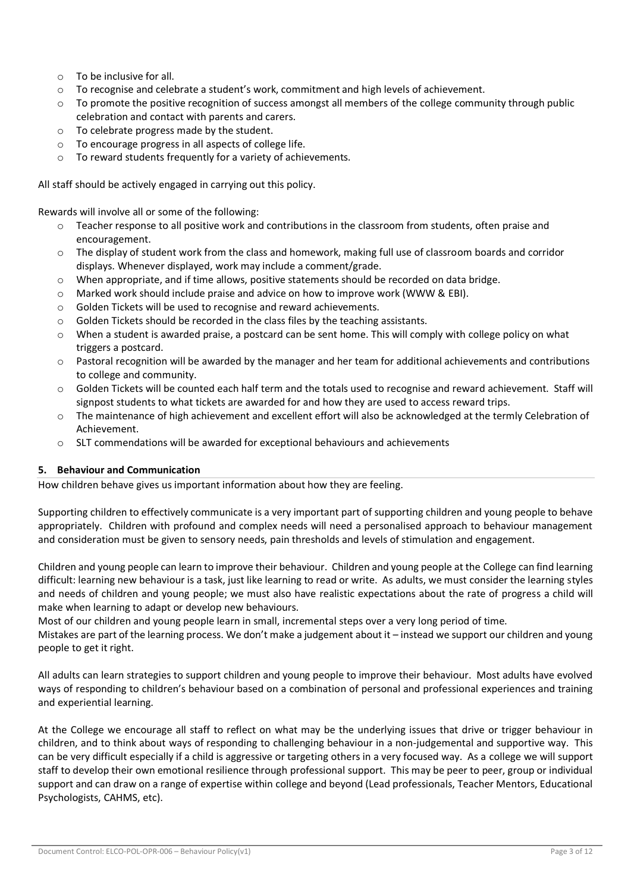- To be inclusive for all.
- To recognise and celebrate a student's work, commitment and high levels of achievement.
- To promote the positive recognition of success amongst all members of the college community through public celebration and contact with parents and carers.
- To celebrate progress made by the student.
- To encourage progress in all aspects of college life.
- To reward students frequently for a variety of achievements.

All staff should be actively engaged in carrying out this policy.

Rewards will involve all or some of the following:

- Teacher response to all positive work and contributions in the classroom from students, often praise and encouragement.
- The display of student work from the class and homework, making full use of classroom boards and corridor displays. Whenever displayed, work may include a comment/grade.
- When appropriate, and if time allows, positive statements should be recorded on data bridge.
- Marked work should include praise and advice on how to improve work (WWW & EBI).
- Golden Tickets will be used to recognise and reward achievements.
- Golden Tickets should be recorded in the class files by the teaching assistants.
- When a student is awarded praise, a postcard can be sent home. This will comply with college policy on what triggers a postcard.
- Pastoral recognition will be awarded by the manager and her team for additional achievements and contributions to college and community.
- Golden Tickets will be counted each half term and the totals used to recognise and reward achievement. Staff will signpost students to what tickets are awarded for and how they are used to access reward trips.
- The maintenance of high achievement and excellent effort will also be acknowledged at the termly Celebration of Achievement.
- SLT commendations will be awarded for exceptional behaviours and achievements

## 5. Behaviour and Communication

How children behave gives us important information about how they are feeling.

Supporting children to effectively communicate is a very important part of supporting children and young people to behave appropriately. Children with profound and complex needs will need a personalised approach to behaviour management and consideration must be given to sensory needs, pain thresholds and levels of stimulation and engagement.

Children and young people can learn to improve their behaviour. Children and young people at the College can find learning difficult: learning new behaviour is a task, just like learning to read or write. As adults, we must consider the learning styles and needs of children and young people; we must also have realistic expectations about the rate of progress a child will make when learning to adapt or develop new behaviours.

Most of our children and young people learn in small, incremental steps over a very long period of time.

Mistakes are part of the learning process. We don't make a judgement about it – instead we support our children and young people to get it right.

All adults can learn strategies to support children and young people to improve their behaviour. Most adults have evolved ways of responding to children's behaviour based on a combination of personal and professional experiences and training and experiential learning.

At the College we encourage all staff to reflect on what may be the underlying issues that drive or trigger behaviour in children, and to think about ways of responding to challenging behaviour in a non-judgemental and supportive way. This can be very difficult especially if a child is aggressive or targeting others in a very focused way. As a college we will support staff to develop their own emotional resilience through professional support. This may be peer to peer, group or individual support and can draw on a range of expertise within college and beyond (Lead professionals, Teacher Mentors, Educational Psychologists, CAHMS, etc).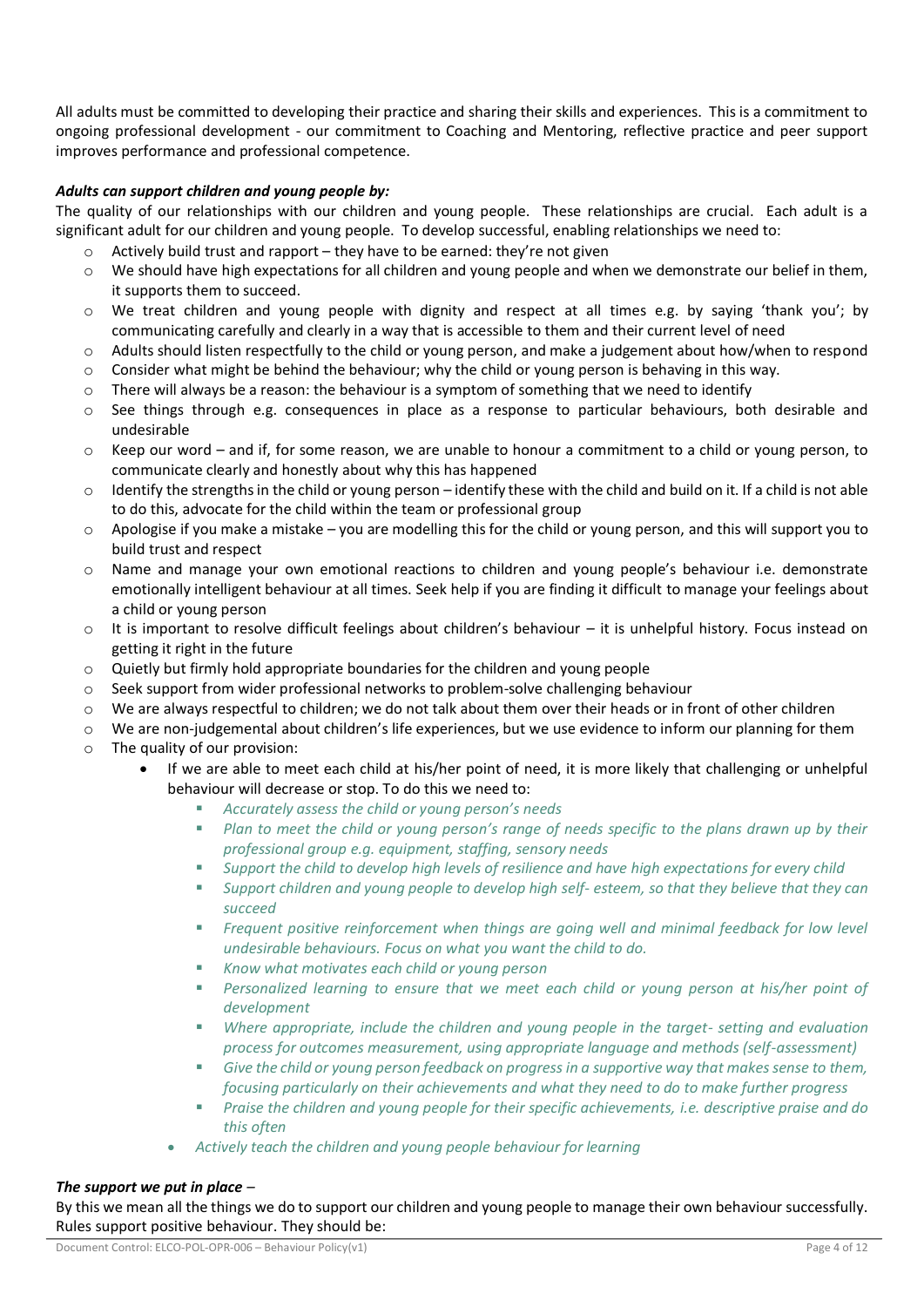All adults must be committed to developing their practice and sharing their skills and experiences. This is a commitment to ongoing professional development - our commitment to Coaching and Mentoring, reflective practice and peer support improves performance and professional competence.

***Adults can support children and young people by:***

The quality of our relationships with our children and young people. These relationships are crucial. Each adult is a significant adult for our children and young people. To develop successful, enabling relationships we need to:

- Actively build trust and rapport – they have to be earned: they're not given
- We should have high expectations for all children and young people and when we demonstrate our belief in them, it supports them to succeed.
- We treat children and young people with dignity and respect at all times e.g. by saying 'thank you'; by communicating carefully and clearly in a way that is accessible to them and their current level of need
- Adults should listen respectfully to the child or young person, and make a judgement about how/when to respond
- Consider what might be behind the behaviour; why the child or young person is behaving in this way.
- There will always be a reason: the behaviour is a symptom of something that we need to identify
- See things through e.g. consequences in place as a response to particular behaviours, both desirable and undesirable
- Keep our word – and if, for some reason, we are unable to honour a commitment to a child or young person, to communicate clearly and honestly about why this has happened
- Identify the strengths in the child or young person – identify these with the child and build on it. If a child is not able to do this, advocate for the child within the team or professional group
- Apologise if you make a mistake – you are modelling this for the child or young person, and this will support you to build trust and respect
- Name and manage your own emotional reactions to children and young people's behaviour i.e. demonstrate emotionally intelligent behaviour at all times. Seek help if you are finding it difficult to manage your feelings about a child or young person
- It is important to resolve difficult feelings about children's behaviour – it is unhelpful history. Focus instead on getting it right in the future
- Quietly but firmly hold appropriate boundaries for the children and young people
- Seek support from wider professional networks to problem-solve challenging behaviour
- We are always respectful to children; we do not talk about them over their heads or in front of other children
- We are non-judgemental about children's life experiences, but we use evidence to inform our planning for them
- The quality of our provision:
  - If we are able to meet each child at his/her point of need, it is more likely that challenging or unhelpful behaviour will decrease or stop. To do this we need to:
    - *Accurately assess the child or young person's needs*
    - *Plan to meet the child or young person's range of needs specific to the plans drawn up by their professional group e.g. equipment, staffing, sensory needs*
    - *Support the child to develop high levels of resilience and have high expectations for every child*
    - *Support children and young people to develop high self- esteem, so that they believe that they can succeed*
    - *Frequent positive reinforcement when things are going well and minimal feedback for low level undesirable behaviours. Focus on what you want the child to do.*
    - *Know what motivates each child or young person*
    - *Personalized learning to ensure that we meet each child or young person at his/her point of development*
    - *Where appropriate, include the children and young people in the target- setting and evaluation process for outcomes measurement, using appropriate language and methods (self-assessment)*
    - *Give the child or young person feedback on progress in a supportive way that makes sense to them, focusing particularly on their achievements and what they need to do to make further progress*
    - *Praise the children and young people for their specific achievements, i.e. descriptive praise and do this often*
  - *Actively teach the children and young people behaviour for learning*

***The support we put in place*** –

By this we mean all the things we do to support our children and young people to manage their own behaviour successfully. Rules support positive behaviour. They should be: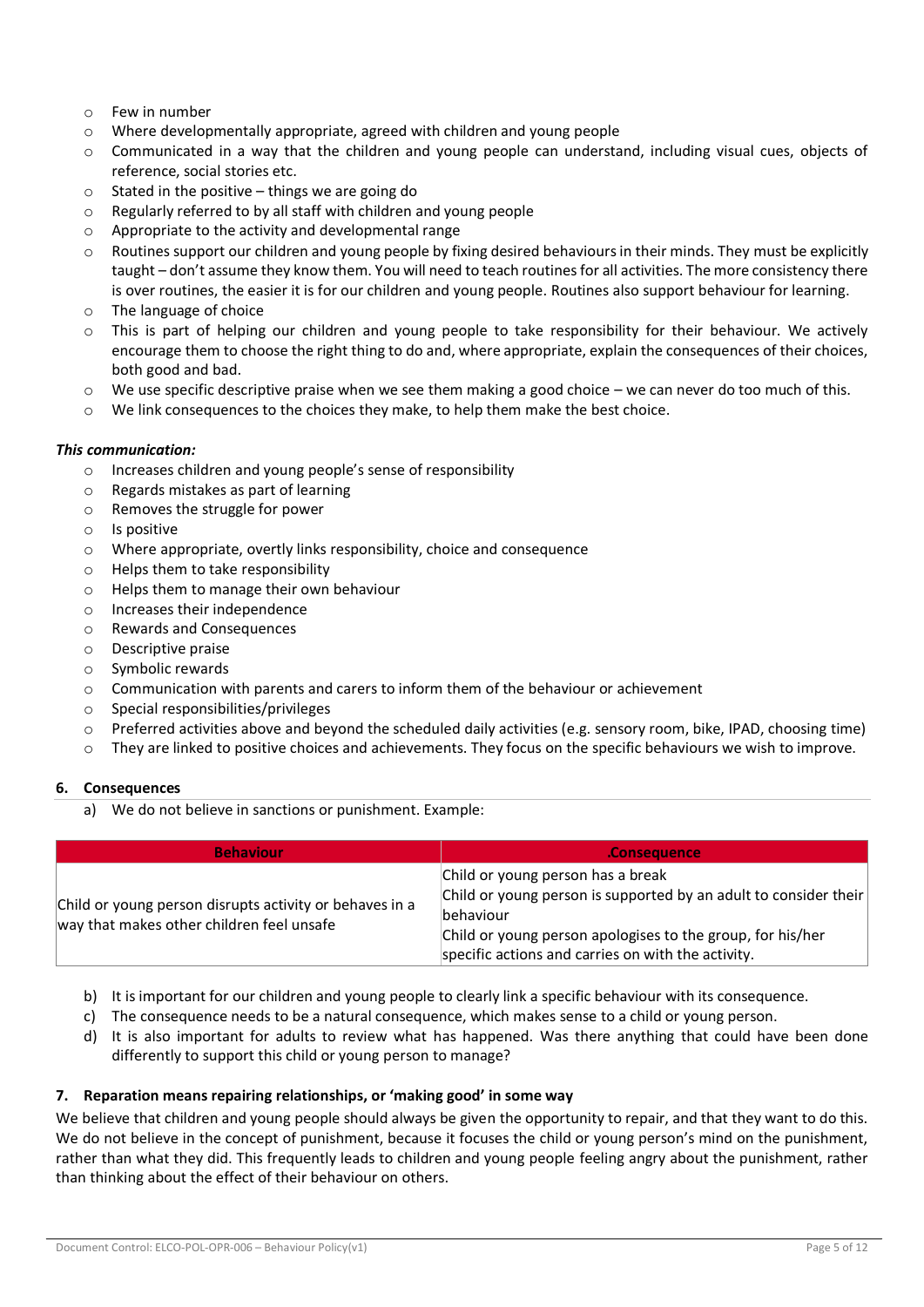- Few in number
- Where developmentally appropriate, agreed with children and young people
- Communicated in a way that the children and young people can understand, including visual cues, objects of reference, social stories etc.
- Stated in the positive – things we are going do
- Regularly referred to by all staff with children and young people
- Appropriate to the activity and developmental range
- Routines support our children and young people by fixing desired behaviours in their minds. They must be explicitly taught – don't assume they know them. You will need to teach routines for all activities. The more consistency there is over routines, the easier it is for our children and young people. Routines also support behaviour for learning.
- The language of choice
- This is part of helping our children and young people to take responsibility for their behaviour. We actively encourage them to choose the right thing to do and, where appropriate, explain the consequences of their choices, both good and bad.
- We use specific descriptive praise when we see them making a good choice – we can never do too much of this.
- We link consequences to the choices they make, to help them make the best choice.

***This communication:***

- Increases children and young people's sense of responsibility
- Regards mistakes as part of learning
- Removes the struggle for power
- Is positive
- Where appropriate, overtly links responsibility, choice and consequence
- Helps them to take responsibility
- Helps them to manage their own behaviour
- Increases their independence
- Rewards and Consequences
- Descriptive praise
- Symbolic rewards
- Communication with parents and carers to inform them of the behaviour or achievement
- Special responsibilities/privileges
- Preferred activities above and beyond the scheduled daily activities (e.g. sensory room, bike, IPAD, choosing time)
- They are linked to positive choices and achievements. They focus on the specific behaviours we wish to improve.

## 6. Consequences

a) We do not believe in sanctions or punishment. Example:

| Behaviour | .Consequence |
|---|---|
| Child or young person disrupts activity or behaves in a way that makes other children feel unsafe | Child or young person has a break<br>Child or young person is supported by an adult to consider their behaviour<br>Child or young person apologises to the group, for his/her specific actions and carries on with the activity. |

b) It is important for our children and young people to clearly link a specific behaviour with its consequence.

c) The consequence needs to be a natural consequence, which makes sense to a child or young person.

d) It is also important for adults to review what has happened. Was there anything that could have been done differently to support this child or young person to manage?

## 7. Reparation means repairing relationships, or 'making good' in some way

We believe that children and young people should always be given the opportunity to repair, and that they want to do this. We do not believe in the concept of punishment, because it focuses the child or young person's mind on the punishment, rather than what they did. This frequently leads to children and young people feeling angry about the punishment, rather than thinking about the effect of their behaviour on others.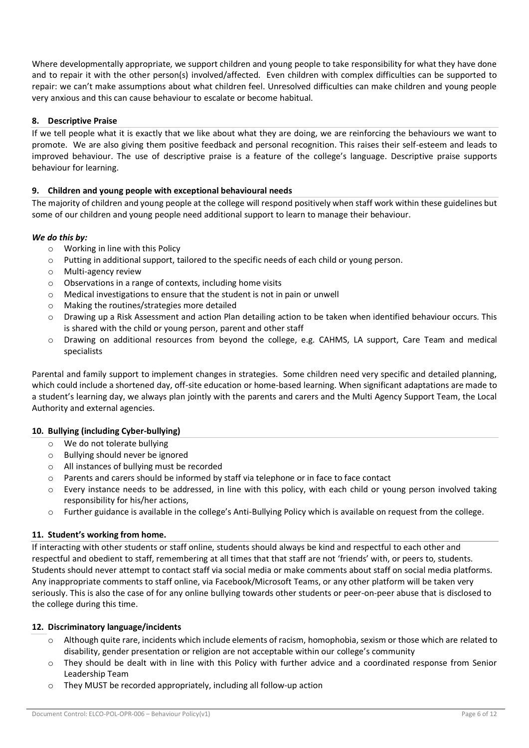Where developmentally appropriate, we support children and young people to take responsibility for what they have done and to repair it with the other person(s) involved/affected. Even children with complex difficulties can be supported to repair: we can't make assumptions about what children feel. Unresolved difficulties can make children and young people very anxious and this can cause behaviour to escalate or become habitual.

## 8. Descriptive Praise

If we tell people what it is exactly that we like about what they are doing, we are reinforcing the behaviours we want to promote. We are also giving them positive feedback and personal recognition. This raises their self-esteem and leads to improved behaviour. The use of descriptive praise is a feature of the college's language. Descriptive praise supports behaviour for learning.

## 9. Children and young people with exceptional behavioural needs

The majority of children and young people at the college will respond positively when staff work within these guidelines but some of our children and young people need additional support to learn to manage their behaviour.

***We do this by:***

- Working in line with this Policy
- Putting in additional support, tailored to the specific needs of each child or young person.
- Multi-agency review
- Observations in a range of contexts, including home visits
- Medical investigations to ensure that the student is not in pain or unwell
- Making the routines/strategies more detailed
- Drawing up a Risk Assessment and action Plan detailing action to be taken when identified behaviour occurs. This is shared with the child or young person, parent and other staff
- Drawing on additional resources from beyond the college, e.g. CAHMS, LA support, Care Team and medical specialists

Parental and family support to implement changes in strategies. Some children need very specific and detailed planning, which could include a shortened day, off-site education or home-based learning. When significant adaptations are made to a student's learning day, we always plan jointly with the parents and carers and the Multi Agency Support Team, the Local Authority and external agencies.

## 10. Bullying (including Cyber-bullying)

- We do not tolerate bullying
- Bullying should never be ignored
- All instances of bullying must be recorded
- Parents and carers should be informed by staff via telephone or in face to face contact
- Every instance needs to be addressed, in line with this policy, with each child or young person involved taking responsibility for his/her actions,
- Further guidance is available in the college's Anti-Bullying Policy which is available on request from the college.

## 11. Student's working from home.

If interacting with other students or staff online, students should always be kind and respectful to each other and respectful and obedient to staff, remembering at all times that that staff are not 'friends' with, or peers to, students. Students should never attempt to contact staff via social media or make comments about staff on social media platforms. Any inappropriate comments to staff online, via Facebook/Microsoft Teams, or any other platform will be taken very seriously. This is also the case of for any online bullying towards other students or peer-on-peer abuse that is disclosed to the college during this time.

## 12. Discriminatory language/incidents

- Although quite rare, incidents which include elements of racism, homophobia, sexism or those which are related to disability, gender presentation or religion are not acceptable within our college's community
- They should be dealt with in line with this Policy with further advice and a coordinated response from Senior Leadership Team
- They MUST be recorded appropriately, including all follow-up action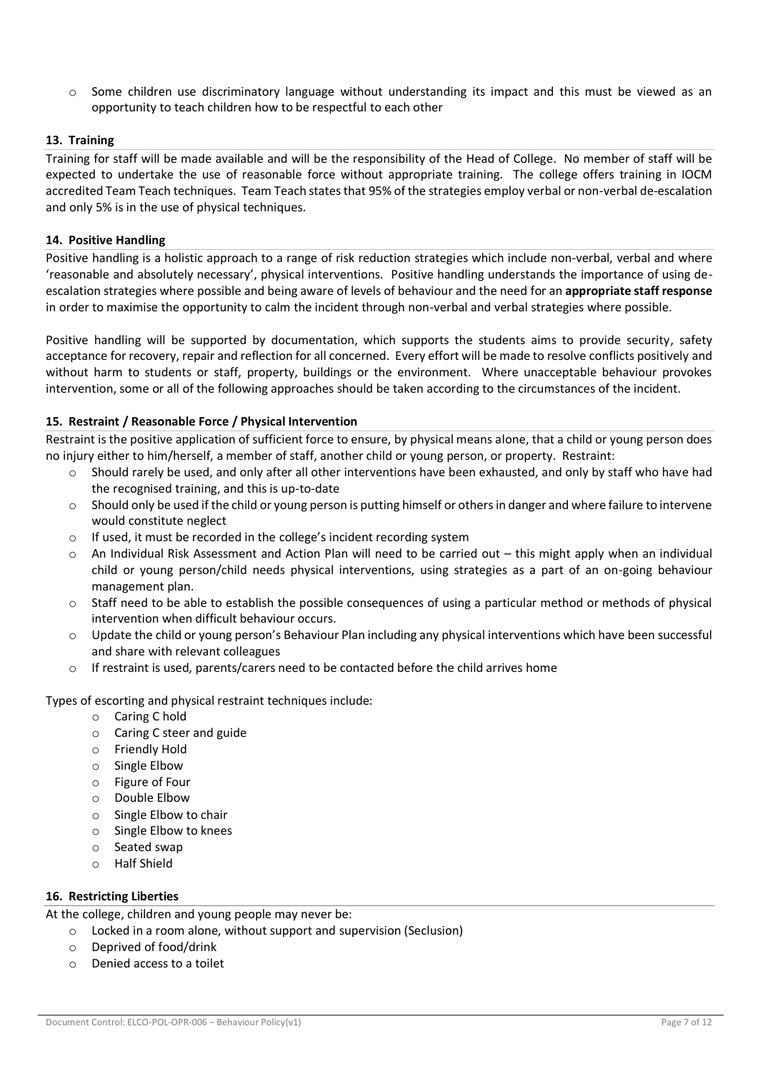- Some children use discriminatory language without understanding its impact and this must be viewed as an opportunity to teach children how to be respectful to each other

### 13. Training

Training for staff will be made available and will be the responsibility of the Head of College. No member of staff will be expected to undertake the use of reasonable force without appropriate training. The college offers training in IOCM accredited Team Teach techniques. Team Teach states that 95% of the strategies employ verbal or non-verbal de-escalation and only 5% is in the use of physical techniques.

### 14. Positive Handling

Positive handling is a holistic approach to a range of risk reduction strategies which include non-verbal, verbal and where 'reasonable and absolutely necessary', physical interventions. Positive handling understands the importance of using de-escalation strategies where possible and being aware of levels of behaviour and the need for an **appropriate staff response** in order to maximise the opportunity to calm the incident through non-verbal and verbal strategies where possible.

Positive handling will be supported by documentation, which supports the students aims to provide security, safety acceptance for recovery, repair and reflection for all concerned. Every effort will be made to resolve conflicts positively and without harm to students or staff, property, buildings or the environment. Where unacceptable behaviour provokes intervention, some or all of the following approaches should be taken according to the circumstances of the incident.

### 15. Restraint / Reasonable Force / Physical Intervention

Restraint is the positive application of sufficient force to ensure, by physical means alone, that a child or young person does no injury either to him/herself, a member of staff, another child or young person, or property. Restraint:

- Should rarely be used, and only after all other interventions have been exhausted, and only by staff who have had the recognised training, and this is up-to-date
- Should only be used if the child or young person is putting himself or others in danger and where failure to intervene would constitute neglect
- If used, it must be recorded in the college's incident recording system
- An Individual Risk Assessment and Action Plan will need to be carried out – this might apply when an individual child or young person/child needs physical interventions, using strategies as a part of an on-going behaviour management plan.
- Staff need to be able to establish the possible consequences of using a particular method or methods of physical intervention when difficult behaviour occurs.
- Update the child or young person's Behaviour Plan including any physical interventions which have been successful and share with relevant colleagues
- If restraint is used, parents/carers need to be contacted before the child arrives home

Types of escorting and physical restraint techniques include:

- Caring C hold
- Caring C steer and guide
- Friendly Hold
- Single Elbow
- Figure of Four
- Double Elbow
- Single Elbow to chair
- Single Elbow to knees
- Seated swap
- Half Shield

### 16. Restricting Liberties

At the college, children and young people may never be:

- Locked in a room alone, without support and supervision (Seclusion)
- Deprived of food/drink
- Denied access to a toilet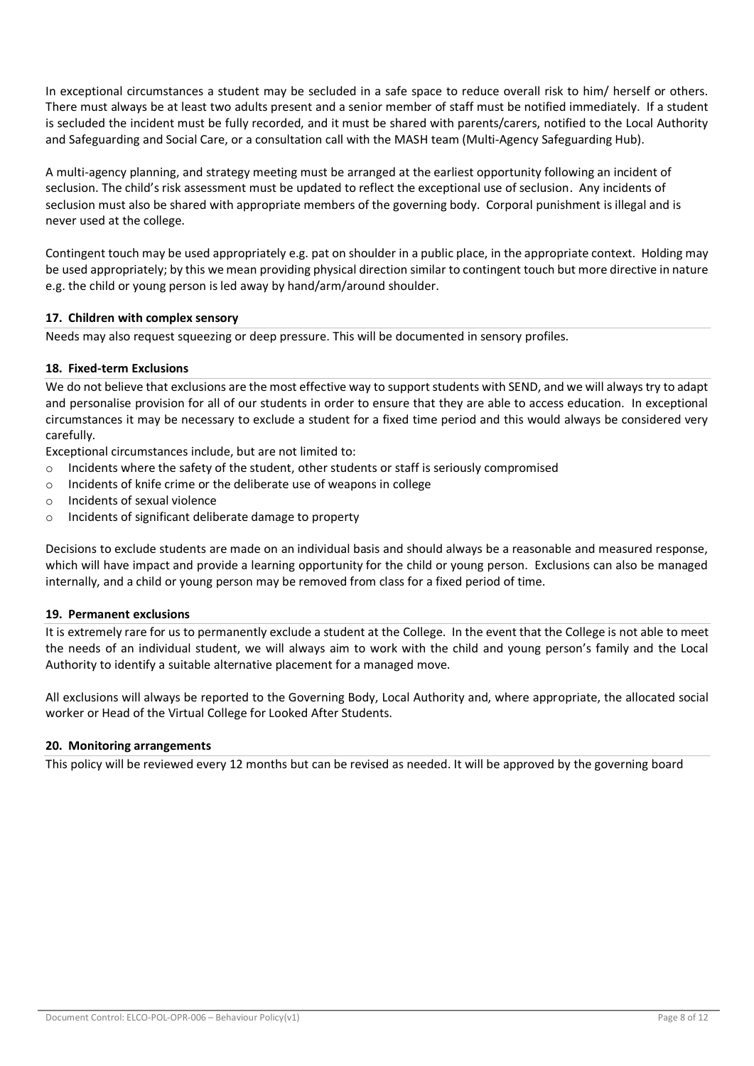In exceptional circumstances a student may be secluded in a safe space to reduce overall risk to him/ herself or others. There must always be at least two adults present and a senior member of staff must be notified immediately. If a student is secluded the incident must be fully recorded, and it must be shared with parents/carers, notified to the Local Authority and Safeguarding and Social Care, or a consultation call with the MASH team (Multi-Agency Safeguarding Hub).

A multi-agency planning, and strategy meeting must be arranged at the earliest opportunity following an incident of seclusion. The child's risk assessment must be updated to reflect the exceptional use of seclusion. Any incidents of seclusion must also be shared with appropriate members of the governing body. Corporal punishment is illegal and is never used at the college.

Contingent touch may be used appropriately e.g. pat on shoulder in a public place, in the appropriate context. Holding may be used appropriately; by this we mean providing physical direction similar to contingent touch but more directive in nature e.g. the child or young person is led away by hand/arm/around shoulder.

### 17. Children with complex sensory

Needs may also request squeezing or deep pressure. This will be documented in sensory profiles.

### 18. Fixed-term Exclusions

We do not believe that exclusions are the most effective way to support students with SEND, and we will always try to adapt and personalise provision for all of our students in order to ensure that they are able to access education. In exceptional circumstances it may be necessary to exclude a student for a fixed time period and this would always be considered very carefully.

Exceptional circumstances include, but are not limited to:

- Incidents where the safety of the student, other students or staff is seriously compromised
- Incidents of knife crime or the deliberate use of weapons in college
- Incidents of sexual violence
- Incidents of significant deliberate damage to property

Decisions to exclude students are made on an individual basis and should always be a reasonable and measured response, which will have impact and provide a learning opportunity for the child or young person. Exclusions can also be managed internally, and a child or young person may be removed from class for a fixed period of time.

### 19. Permanent exclusions

It is extremely rare for us to permanently exclude a student at the College. In the event that the College is not able to meet the needs of an individual student, we will always aim to work with the child and young person's family and the Local Authority to identify a suitable alternative placement for a managed move.

All exclusions will always be reported to the Governing Body, Local Authority and, where appropriate, the allocated social worker or Head of the Virtual College for Looked After Students.

### 20. Monitoring arrangements

This policy will be reviewed every 12 months but can be revised as needed. It will be approved by the governing board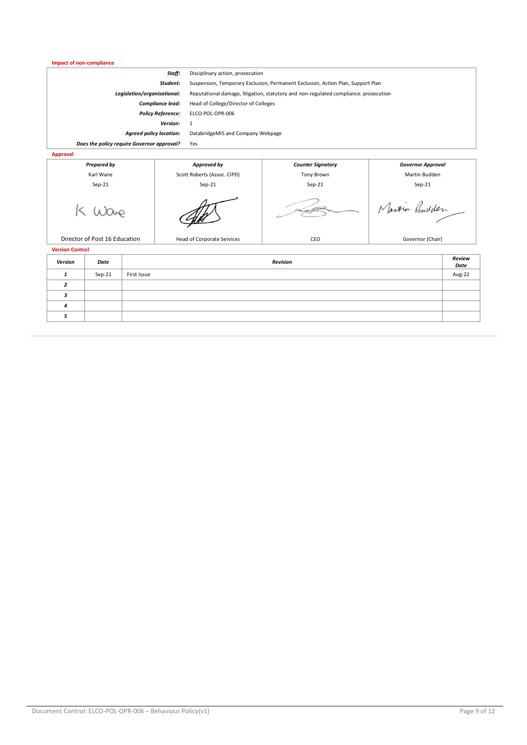**Impact of non-compliance**

| | |
|---|---|
| ***Staff:*** | Disciplinary action, prosecution |
| ***Student:*** | Suspension, Temporary Exclusion, Permanent Exclusion, Action Plan, Support Plan |
| ***Legislation/organisational:*** | Reputational damage, litigation, statutory and non-regulated compliance. prosecution |
| ***Compliance lead:*** | Head of College/Director of Colleges |
| ***Policy Reference:*** | ELCO-POL-OPR-006 |
| ***Version:*** | 1 |
| ***Agreed policy location:*** | DatabridgeMIS and Company Webpage |
| ***Does the policy require Governor approval?*** | Yes |

**Approval**

| *Prepared by* | *Approved by* | *Counter Signatory* | *Governor Approval* |
|---|---|---|---|
| Karl Wane | Scott Roberts (Assoc. CIPD) | Tony Brown | Martin Budden |
| Sep-21 | Sep-21 | Sep-21 | Sep-21 |
| K Wane | [signature] | [signature] | Martin Budden |
| Director of Post 16 Education | Head of Corporate Services | CEO | Governor (Chair) |

**Version Control**

| *Version* | *Date* | *Revision* | *Review Date* |
|---|---|---|---|
| *1* | Sep-21 | First Issue | Aug-22 |
| *2* | | | |
| *3* | | | |
| *4* | | | |
| *5* | | | |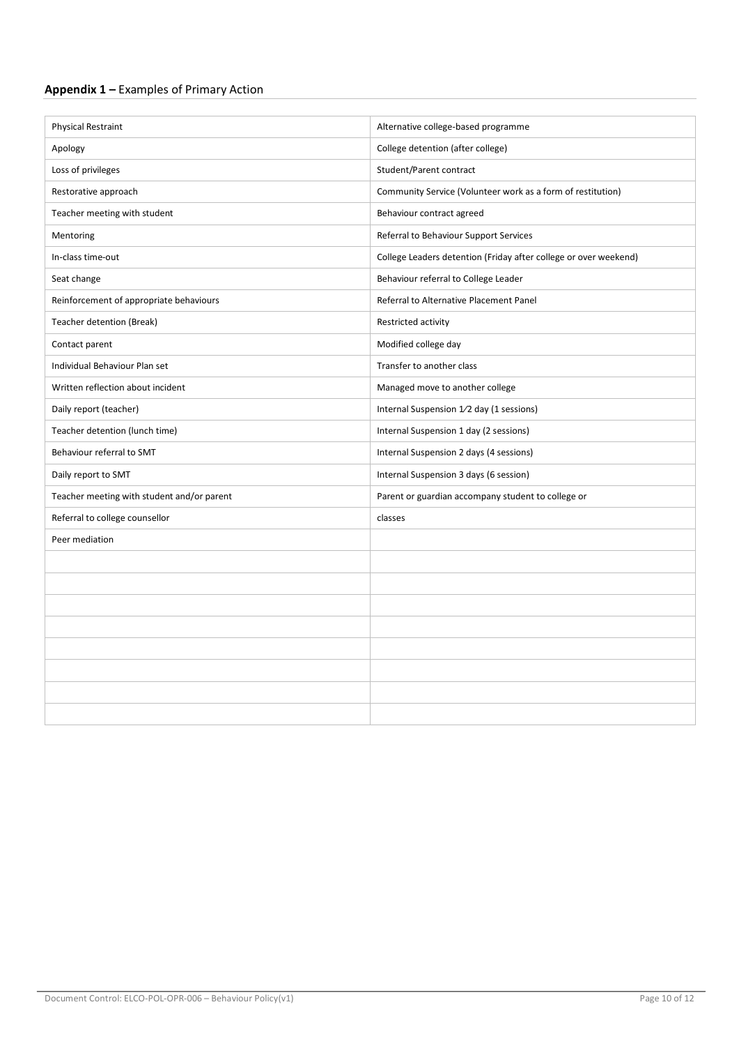**Appendix 1 –** Examples of Primary Action

| | |
|---|---|
| Physical Restraint | Alternative college-based programme |
| Apology | College detention (after college) |
| Loss of privileges | Student/Parent contract |
| Restorative approach | Community Service (Volunteer work as a form of restitution) |
| Teacher meeting with student | Behaviour contract agreed |
| Mentoring | Referral to Behaviour Support Services |
| In-class time-out | College Leaders detention (Friday after college or over weekend) |
| Seat change | Behaviour referral to College Leader |
| Reinforcement of appropriate behaviours | Referral to Alternative Placement Panel |
| Teacher detention (Break) | Restricted activity |
| Contact parent | Modified college day |
| Individual Behaviour Plan set | Transfer to another class |
| Written reflection about incident | Managed move to another college |
| Daily report (teacher) | Internal Suspension 1⁄2 day (1 sessions) |
| Teacher detention (lunch time) | Internal Suspension 1 day (2 sessions) |
| Behaviour referral to SMT | Internal Suspension 2 days (4 sessions) |
| Daily report to SMT | Internal Suspension 3 days (6 session) |
| Teacher meeting with student and/or parent | Parent or guardian accompany student to college or |
| Referral to college counsellor | classes |
| Peer mediation | |
| | |
| | |
| | |
| | |
| | |
| | |
| | |
| | |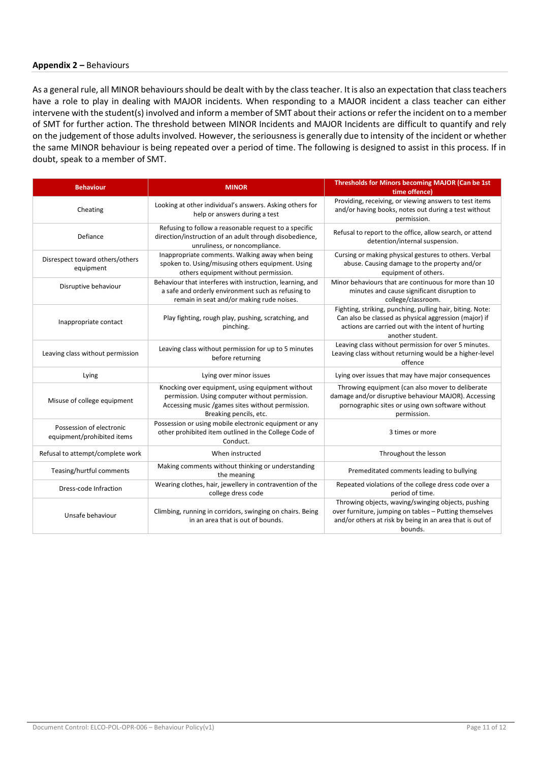**Appendix 2 –** Behaviours

As a general rule, all MINOR behaviours should be dealt with by the class teacher. It is also an expectation that class teachers have a role to play in dealing with MAJOR incidents. When responding to a MAJOR incident a class teacher can either intervene with the student(s) involved and inform a member of SMT about their actions or refer the incident on to a member of SMT for further action. The threshold between MINOR Incidents and MAJOR Incidents are difficult to quantify and rely on the judgement of those adults involved. However, the seriousness is generally due to intensity of the incident or whether the same MINOR behaviour is being repeated over a period of time. The following is designed to assist in this process. If in doubt, speak to a member of SMT.

| Behaviour | MINOR | Thresholds for Minors becoming MAJOR (Can be 1st time offence) |
|---|---|---|
| Cheating | Looking at other individual's answers. Asking others for help or answers during a test | Providing, receiving, or viewing answers to test items and/or having books, notes out during a test without permission. |
| Defiance | Refusing to follow a reasonable request to a specific direction/instruction of an adult through disobedience, unruliness, or noncompliance. | Refusal to report to the office, allow search, or attend detention/internal suspension. |
| Disrespect toward others/others equipment | Inappropriate comments. Walking away when being spoken to. Using/misusing others equipment. Using others equipment without permission. | Cursing or making physical gestures to others. Verbal abuse. Causing damage to the property and/or equipment of others. |
| Disruptive behaviour | Behaviour that interferes with instruction, learning, and a safe and orderly environment such as refusing to remain in seat and/or making rude noises. | Minor behaviours that are continuous for more than 10 minutes and cause significant disruption to college/classroom. |
| Inappropriate contact | Play fighting, rough play, pushing, scratching, and pinching. | Fighting, striking, punching, pulling hair, biting. Note: Can also be classed as physical aggression (major) if actions are carried out with the intent of hurting another student. |
| Leaving class without permission | Leaving class without permission for up to 5 minutes before returning | Leaving class without permission for over 5 minutes. Leaving class without returning would be a higher-level offence |
| Lying | Lying over minor issues | Lying over issues that may have major consequences |
| Misuse of college equipment | Knocking over equipment, using equipment without permission. Using computer without permission. Accessing music /games sites without permission. Breaking pencils, etc. | Throwing equipment (can also mover to deliberate damage and/or disruptive behaviour MAJOR). Accessing pornographic sites or using own software without permission. |
| Possession of electronic equipment/prohibited items | Possession or using mobile electronic equipment or any other prohibited item outlined in the College Code of Conduct. | 3 times or more |
| Refusal to attempt/complete work | When instructed | Throughout the lesson |
| Teasing/hurtful comments | Making comments without thinking or understanding the meaning | Premeditated comments leading to bullying |
| Dress-code Infraction | Wearing clothes, hair, jewellery in contravention of the college dress code | Repeated violations of the college dress code over a period of time. |
| Unsafe behaviour | Climbing, running in corridors, swinging on chairs. Being in an area that is out of bounds. | Throwing objects, waving/swinging objects, pushing over furniture, jumping on tables – Putting themselves and/or others at risk by being in an area that is out of bounds. |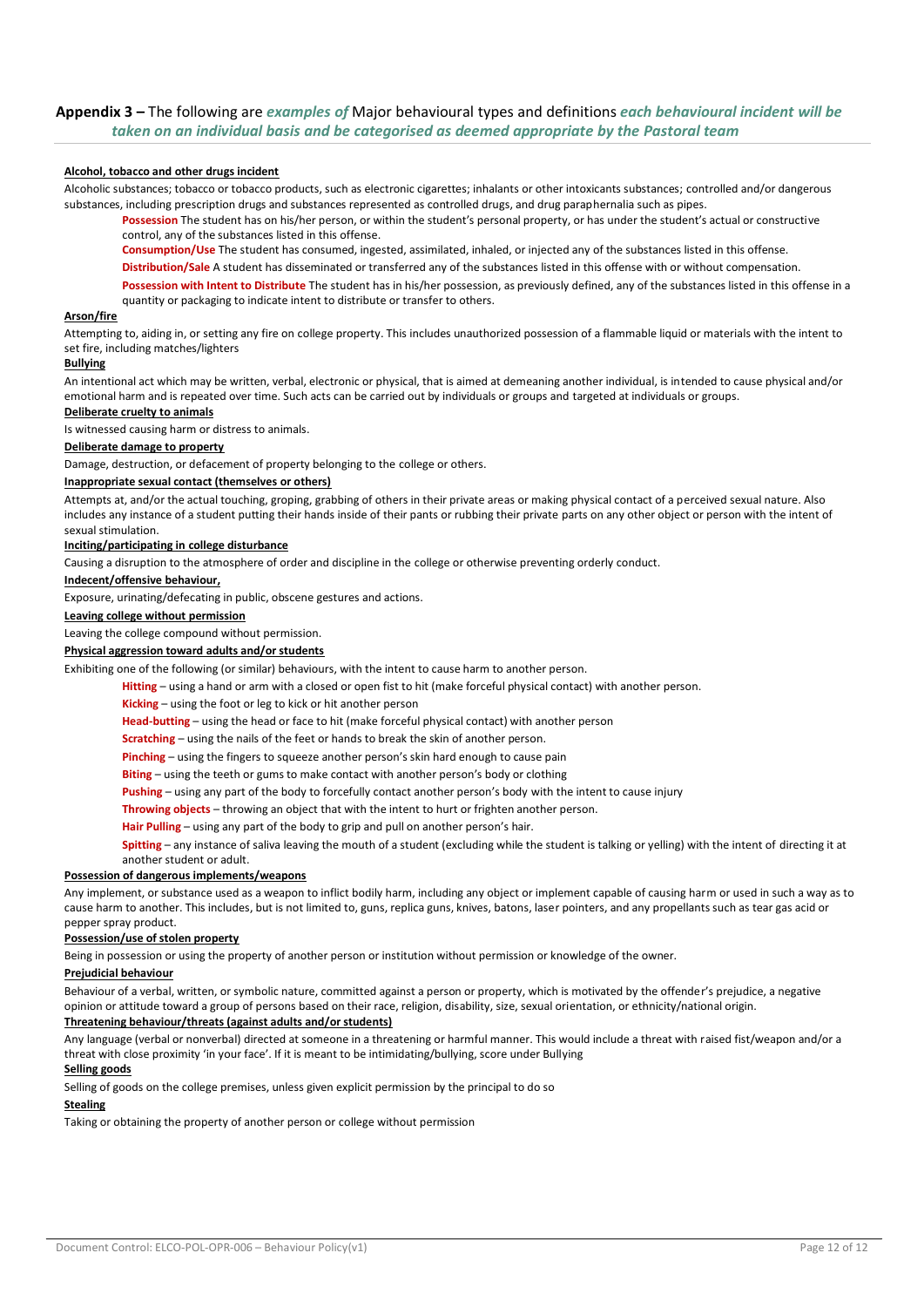## **Appendix 3 –** The following are ***examples of*** Major behavioural types and definitions ***each behavioural incident will be taken on an individual basis and be categorised as deemed appropriate by the Pastoral team***

**Alcohol, tobacco and other drugs incident**

Alcoholic substances; tobacco or tobacco products, such as electronic cigarettes; inhalants or other intoxicants substances; controlled and/or dangerous substances, including prescription drugs and substances represented as controlled drugs, and drug paraphernalia such as pipes.

- **Possession** The student has on his/her person, or within the student's personal property, or has under the student's actual or constructive control, any of the substances listed in this offense.
- **Consumption/Use** The student has consumed, ingested, assimilated, inhaled, or injected any of the substances listed in this offense.
- **Distribution/Sale** A student has disseminated or transferred any of the substances listed in this offense with or without compensation.
- **Possession with Intent to Distribute** The student has in his/her possession, as previously defined, any of the substances listed in this offense in a quantity or packaging to indicate intent to distribute or transfer to others.

**Arson/fire**

Attempting to, aiding in, or setting any fire on college property. This includes unauthorized possession of a flammable liquid or materials with the intent to set fire, including matches/lighters

**Bullying**

An intentional act which may be written, verbal, electronic or physical, that is aimed at demeaning another individual, is intended to cause physical and/or emotional harm and is repeated over time. Such acts can be carried out by individuals or groups and targeted at individuals or groups.

**Deliberate cruelty to animals**

Is witnessed causing harm or distress to animals.

**Deliberate damage to property**

Damage, destruction, or defacement of property belonging to the college or others.

**Inappropriate sexual contact (themselves or others)**

Attempts at, and/or the actual touching, groping, grabbing of others in their private areas or making physical contact of a perceived sexual nature. Also includes any instance of a student putting their hands inside of their pants or rubbing their private parts on any other object or person with the intent of sexual stimulation.

**Inciting/participating in college disturbance**

Causing a disruption to the atmosphere of order and discipline in the college or otherwise preventing orderly conduct.

**Indecent/offensive behaviour,**

Exposure, urinating/defecating in public, obscene gestures and actions.

**Leaving college without permission**

Leaving the college compound without permission.

**Physical aggression toward adults and/or students**

Exhibiting one of the following (or similar) behaviours, with the intent to cause harm to another person.

- **Hitting** – using a hand or arm with a closed or open fist to hit (make forceful physical contact) with another person.
- **Kicking** – using the foot or leg to kick or hit another person
- **Head-butting** – using the head or face to hit (make forceful physical contact) with another person
- **Scratching** – using the nails of the feet or hands to break the skin of another person.
- **Pinching** – using the fingers to squeeze another person's skin hard enough to cause pain
- **Biting** – using the teeth or gums to make contact with another person's body or clothing
- **Pushing** – using any part of the body to forcefully contact another person's body with the intent to cause injury
- **Throwing objects** – throwing an object that with the intent to hurt or frighten another person.
- **Hair Pulling** – using any part of the body to grip and pull on another person's hair.
- **Spitting** – any instance of saliva leaving the mouth of a student (excluding while the student is talking or yelling) with the intent of directing it at another student or adult.

**Possession of dangerous implements/weapons**

Any implement, or substance used as a weapon to inflict bodily harm, including any object or implement capable of causing harm or used in such a way as to cause harm to another. This includes, but is not limited to, guns, replica guns, knives, batons, laser pointers, and any propellants such as tear gas acid or pepper spray product.

**Possession/use of stolen property**

Being in possession or using the property of another person or institution without permission or knowledge of the owner.

**Prejudicial behaviour**

Behaviour of a verbal, written, or symbolic nature, committed against a person or property, which is motivated by the offender's prejudice, a negative opinion or attitude toward a group of persons based on their race, religion, disability, size, sexual orientation, or ethnicity/national origin.

**Threatening behaviour/threats (against adults and/or students)**

Any language (verbal or nonverbal) directed at someone in a threatening or harmful manner. This would include a threat with raised fist/weapon and/or a threat with close proximity 'in your face'. If it is meant to be intimidating/bullying, score under Bullying

**Selling goods**

Selling of goods on the college premises, unless given explicit permission by the principal to do so

**Stealing**

Taking or obtaining the property of another person or college without permission